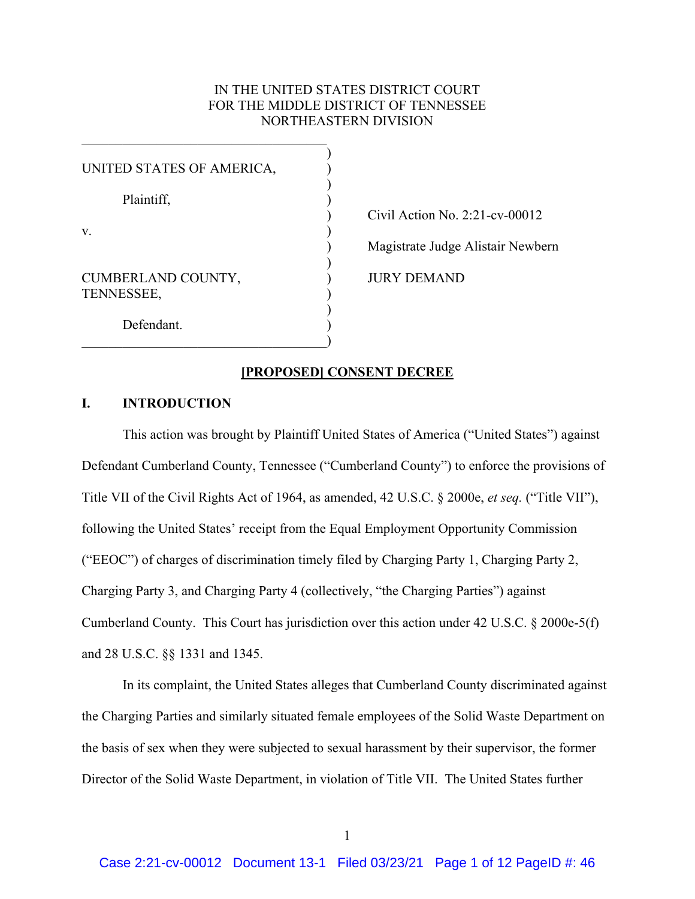IN THE UNITED STATES DISTRICT COURT
FOR THE MIDDLE DISTRICT OF TENNESSEE
NORTHEASTERN DIVISION

| | |
|---|---|
| UNITED STATES OF AMERICA,<br><br>Plaintiff,<br><br>v.<br><br>CUMBERLAND COUNTY, TENNESSEE,<br><br>Defendant. | Civil Action No. 2:21-cv-00012<br><br>Magistrate Judge Alistair Newbern<br><br>JURY DEMAND |

**[PROPOSED] CONSENT DECREE**

## I. INTRODUCTION

This action was brought by Plaintiff United States of America ("United States") against Defendant Cumberland County, Tennessee ("Cumberland County") to enforce the provisions of Title VII of the Civil Rights Act of 1964, as amended, 42 U.S.C. § 2000e, *et seq.* ("Title VII"), following the United States' receipt from the Equal Employment Opportunity Commission ("EEOC") of charges of discrimination timely filed by Charging Party 1, Charging Party 2, Charging Party 3, and Charging Party 4 (collectively, "the Charging Parties") against Cumberland County. This Court has jurisdiction over this action under 42 U.S.C. § 2000e-5(f) and 28 U.S.C. §§ 1331 and 1345.

In its complaint, the United States alleges that Cumberland County discriminated against the Charging Parties and similarly situated female employees of the Solid Waste Department on the basis of sex when they were subjected to sexual harassment by their supervisor, the former Director of the Solid Waste Department, in violation of Title VII. The United States further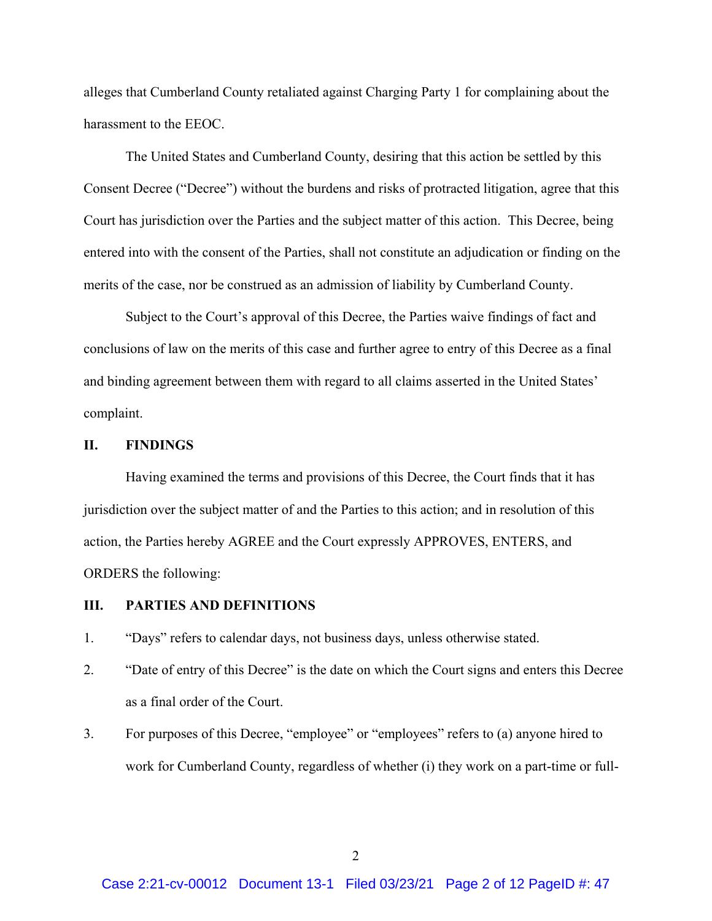alleges that Cumberland County retaliated against Charging Party 1 for complaining about the harassment to the EEOC.

The United States and Cumberland County, desiring that this action be settled by this Consent Decree ("Decree") without the burdens and risks of protracted litigation, agree that this Court has jurisdiction over the Parties and the subject matter of this action. This Decree, being entered into with the consent of the Parties, shall not constitute an adjudication or finding on the merits of the case, nor be construed as an admission of liability by Cumberland County.

Subject to the Court's approval of this Decree, the Parties waive findings of fact and conclusions of law on the merits of this case and further agree to entry of this Decree as a final and binding agreement between them with regard to all claims asserted in the United States' complaint.

## II. FINDINGS

Having examined the terms and provisions of this Decree, the Court finds that it has jurisdiction over the subject matter of and the Parties to this action; and in resolution of this action, the Parties hereby AGREE and the Court expressly APPROVES, ENTERS, and ORDERS the following:

## III. PARTIES AND DEFINITIONS

1. "Days" refers to calendar days, not business days, unless otherwise stated.
2. "Date of entry of this Decree" is the date on which the Court signs and enters this Decree as a final order of the Court.
3. For purposes of this Decree, "employee" or "employees" refers to (a) anyone hired to work for Cumberland County, regardless of whether (i) they work on a part-time or full-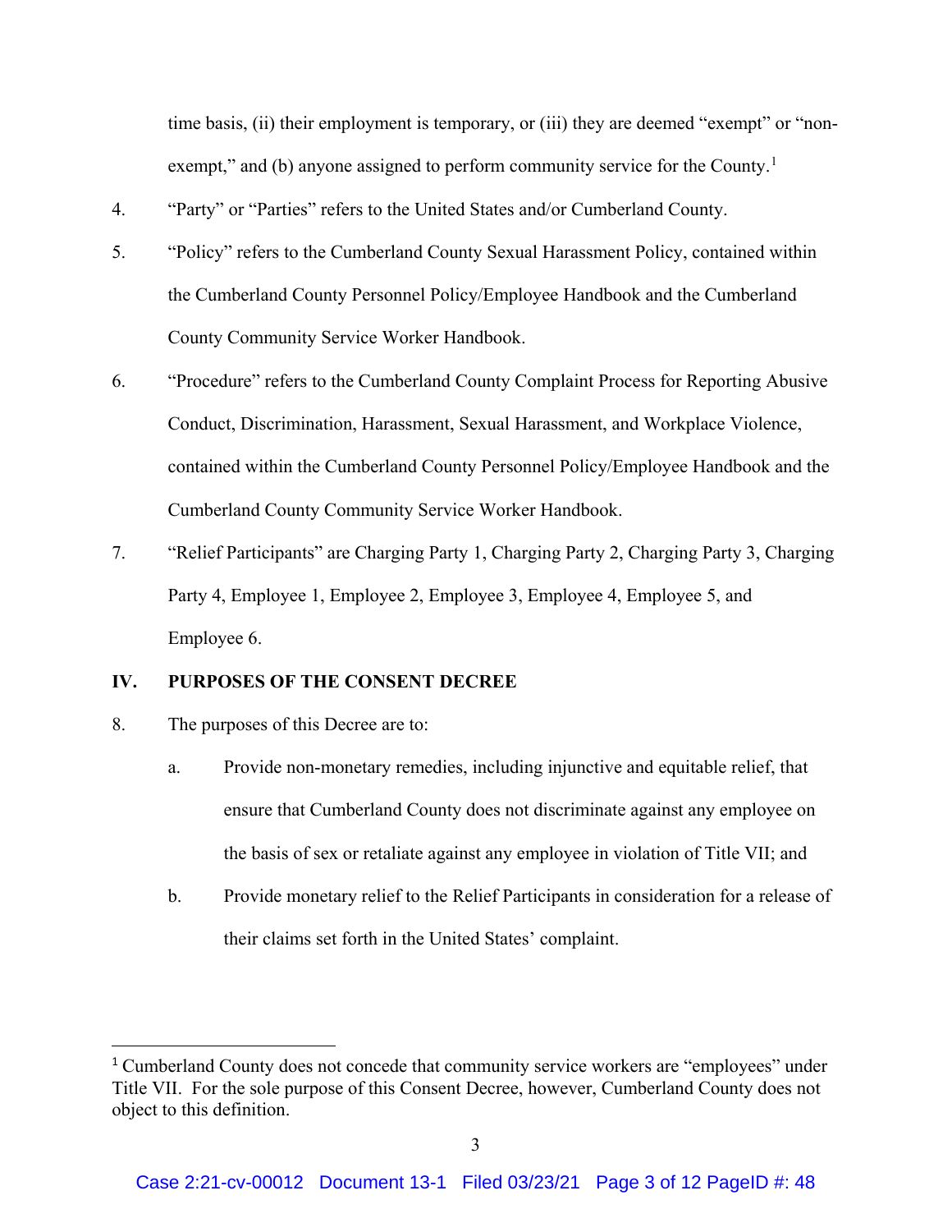time basis, (ii) their employment is temporary, or (iii) they are deemed "exempt" or "non-exempt," and (b) anyone assigned to perform community service for the County.[1]

4. "Party" or "Parties" refers to the United States and/or Cumberland County.

5. "Policy" refers to the Cumberland County Sexual Harassment Policy, contained within the Cumberland County Personnel Policy/Employee Handbook and the Cumberland County Community Service Worker Handbook.

6. "Procedure" refers to the Cumberland County Complaint Process for Reporting Abusive Conduct, Discrimination, Harassment, Sexual Harassment, and Workplace Violence, contained within the Cumberland County Personnel Policy/Employee Handbook and the Cumberland County Community Service Worker Handbook.

7. "Relief Participants" are Charging Party 1, Charging Party 2, Charging Party 3, Charging Party 4, Employee 1, Employee 2, Employee 3, Employee 4, Employee 5, and Employee 6.

## IV. PURPOSES OF THE CONSENT DECREE

8. The purposes of this Decree are to:

   a. Provide non-monetary remedies, including injunctive and equitable relief, that ensure that Cumberland County does not discriminate against any employee on the basis of sex or retaliate against any employee in violation of Title VII; and

   b. Provide monetary relief to the Relief Participants in consideration for a release of their claims set forth in the United States' complaint.

---

[1] Cumberland County does not concede that community service workers are "employees" under Title VII. For the sole purpose of this Consent Decree, however, Cumberland County does not object to this definition.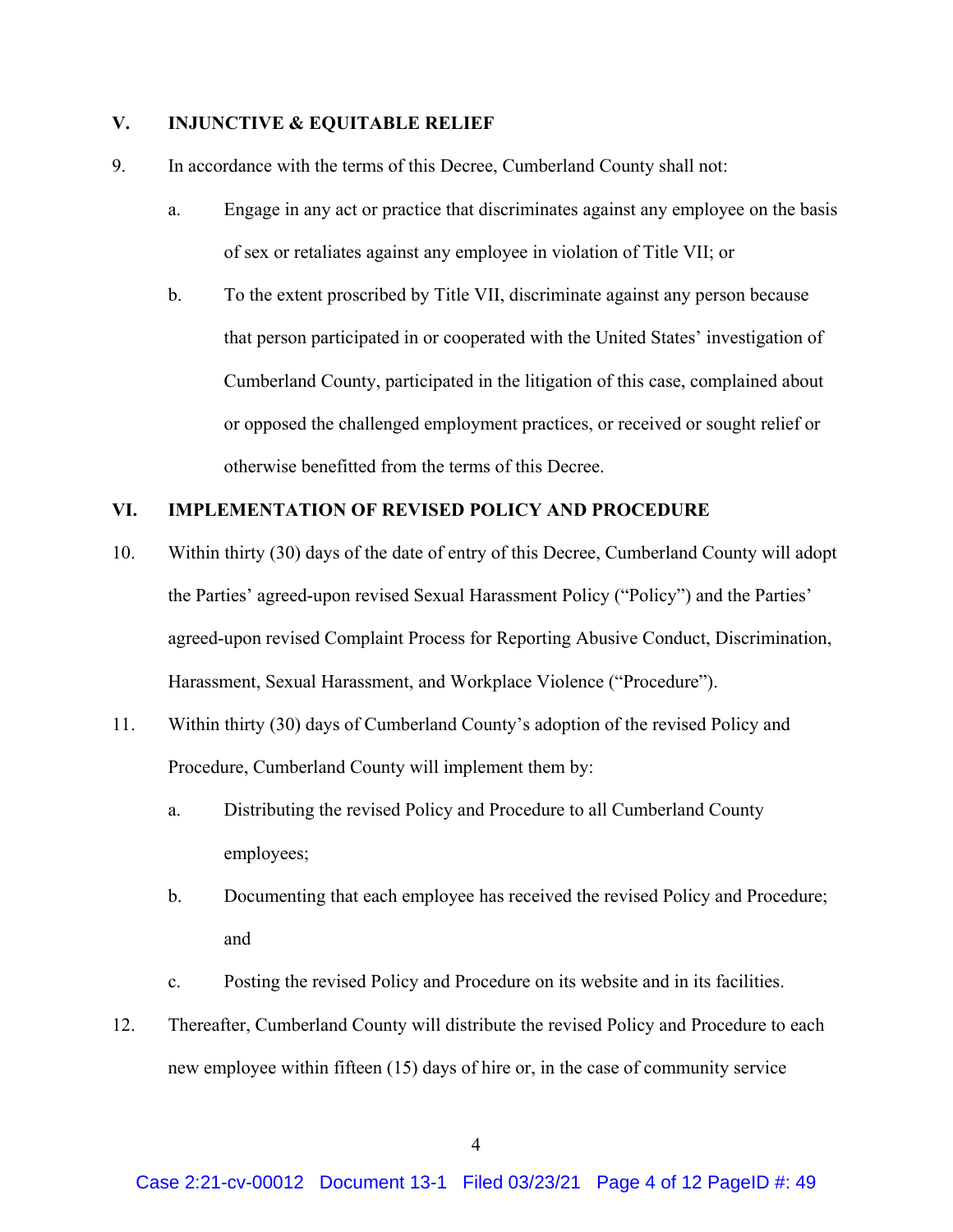## V. INJUNCTIVE & EQUITABLE RELIEF

9. In accordance with the terms of this Decree, Cumberland County shall not:

   a. Engage in any act or practice that discriminates against any employee on the basis of sex or retaliates against any employee in violation of Title VII; or

   b. To the extent proscribed by Title VII, discriminate against any person because that person participated in or cooperated with the United States' investigation of Cumberland County, participated in the litigation of this case, complained about or opposed the challenged employment practices, or received or sought relief or otherwise benefitted from the terms of this Decree.

## VI. IMPLEMENTATION OF REVISED POLICY AND PROCEDURE

10. Within thirty (30) days of the date of entry of this Decree, Cumberland County will adopt the Parties' agreed-upon revised Sexual Harassment Policy ("Policy") and the Parties' agreed-upon revised Complaint Process for Reporting Abusive Conduct, Discrimination, Harassment, Sexual Harassment, and Workplace Violence ("Procedure").

11. Within thirty (30) days of Cumberland County's adoption of the revised Policy and Procedure, Cumberland County will implement them by:

    a. Distributing the revised Policy and Procedure to all Cumberland County employees;

    b. Documenting that each employee has received the revised Policy and Procedure; and

    c. Posting the revised Policy and Procedure on its website and in its facilities.

12. Thereafter, Cumberland County will distribute the revised Policy and Procedure to each new employee within fifteen (15) days of hire or, in the case of community service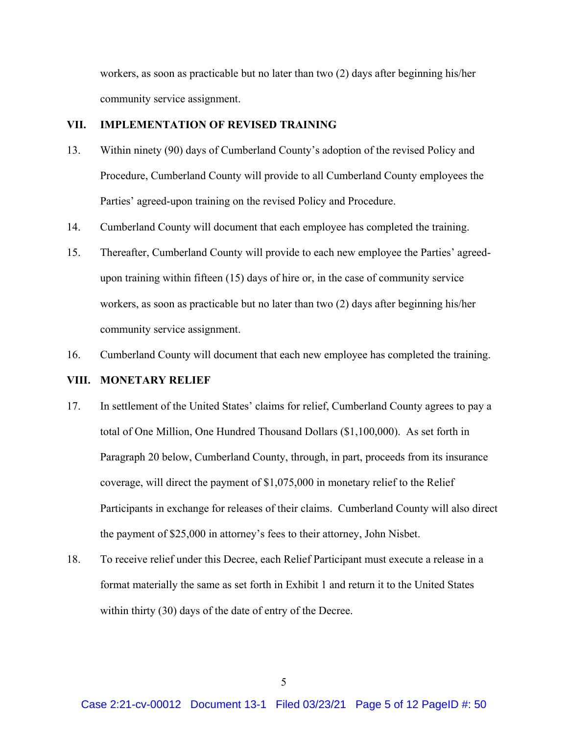workers, as soon as practicable but no later than two (2) days after beginning his/her community service assignment.

## VII. IMPLEMENTATION OF REVISED TRAINING

13. Within ninety (90) days of Cumberland County's adoption of the revised Policy and Procedure, Cumberland County will provide to all Cumberland County employees the Parties' agreed-upon training on the revised Policy and Procedure.

14. Cumberland County will document that each employee has completed the training.

15. Thereafter, Cumberland County will provide to each new employee the Parties' agreed-upon training within fifteen (15) days of hire or, in the case of community service workers, as soon as practicable but no later than two (2) days after beginning his/her community service assignment.

16. Cumberland County will document that each new employee has completed the training.

## VIII. MONETARY RELIEF

17. In settlement of the United States' claims for relief, Cumberland County agrees to pay a total of One Million, One Hundred Thousand Dollars ($1,100,000). As set forth in Paragraph 20 below, Cumberland County, through, in part, proceeds from its insurance coverage, will direct the payment of $1,075,000 in monetary relief to the Relief Participants in exchange for releases of their claims. Cumberland County will also direct the payment of $25,000 in attorney's fees to their attorney, John Nisbet.

18. To receive relief under this Decree, each Relief Participant must execute a release in a format materially the same as set forth in Exhibit 1 and return it to the United States within thirty (30) days of the date of entry of the Decree.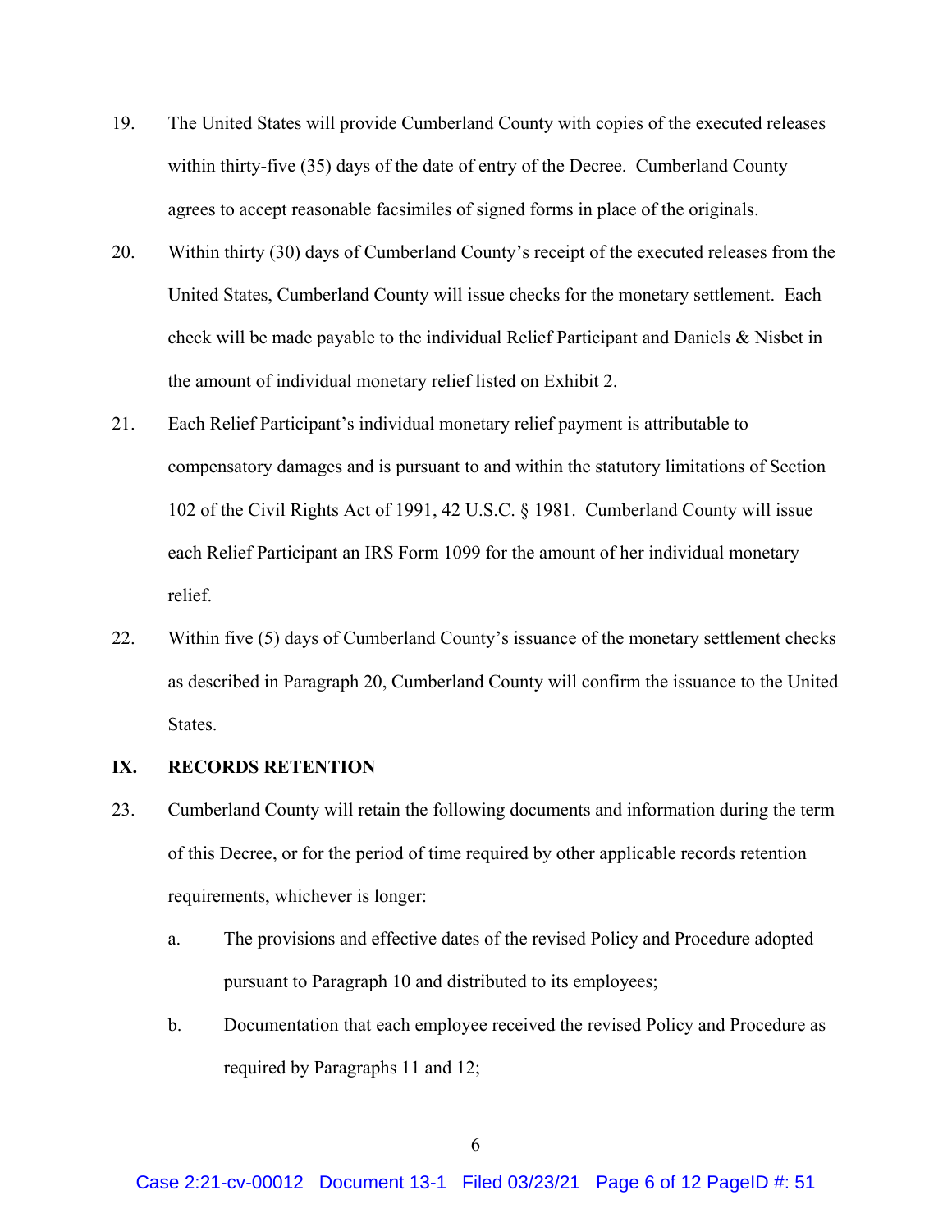19. The United States will provide Cumberland County with copies of the executed releases within thirty-five (35) days of the date of entry of the Decree. Cumberland County agrees to accept reasonable facsimiles of signed forms in place of the originals.

20. Within thirty (30) days of Cumberland County's receipt of the executed releases from the United States, Cumberland County will issue checks for the monetary settlement. Each check will be made payable to the individual Relief Participant and Daniels & Nisbet in the amount of individual monetary relief listed on Exhibit 2.

21. Each Relief Participant's individual monetary relief payment is attributable to compensatory damages and is pursuant to and within the statutory limitations of Section 102 of the Civil Rights Act of 1991, 42 U.S.C. § 1981. Cumberland County will issue each Relief Participant an IRS Form 1099 for the amount of her individual monetary relief.

22. Within five (5) days of Cumberland County's issuance of the monetary settlement checks as described in Paragraph 20, Cumberland County will confirm the issuance to the United States.

## IX. RECORDS RETENTION

23. Cumberland County will retain the following documents and information during the term of this Decree, or for the period of time required by other applicable records retention requirements, whichever is longer:

    a. The provisions and effective dates of the revised Policy and Procedure adopted pursuant to Paragraph 10 and distributed to its employees;

    b. Documentation that each employee received the revised Policy and Procedure as required by Paragraphs 11 and 12;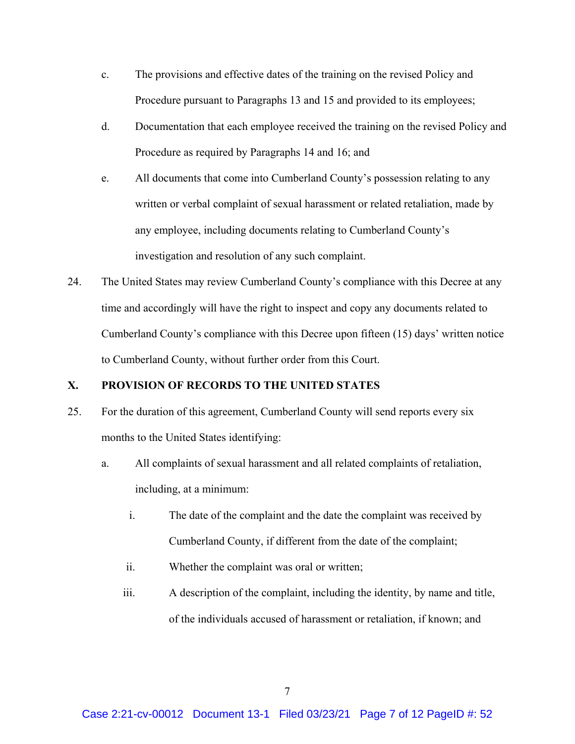c. The provisions and effective dates of the training on the revised Policy and Procedure pursuant to Paragraphs 13 and 15 and provided to its employees;

d. Documentation that each employee received the training on the revised Policy and Procedure as required by Paragraphs 14 and 16; and

e. All documents that come into Cumberland County's possession relating to any written or verbal complaint of sexual harassment or related retaliation, made by any employee, including documents relating to Cumberland County's investigation and resolution of any such complaint.

24. The United States may review Cumberland County's compliance with this Decree at any time and accordingly will have the right to inspect and copy any documents related to Cumberland County's compliance with this Decree upon fifteen (15) days' written notice to Cumberland County, without further order from this Court.

## X. PROVISION OF RECORDS TO THE UNITED STATES

25. For the duration of this agreement, Cumberland County will send reports every six months to the United States identifying:

a. All complaints of sexual harassment and all related complaints of retaliation, including, at a minimum:

i. The date of the complaint and the date the complaint was received by Cumberland County, if different from the date of the complaint;

ii. Whether the complaint was oral or written;

iii. A description of the complaint, including the identity, by name and title, of the individuals accused of harassment or retaliation, if known; and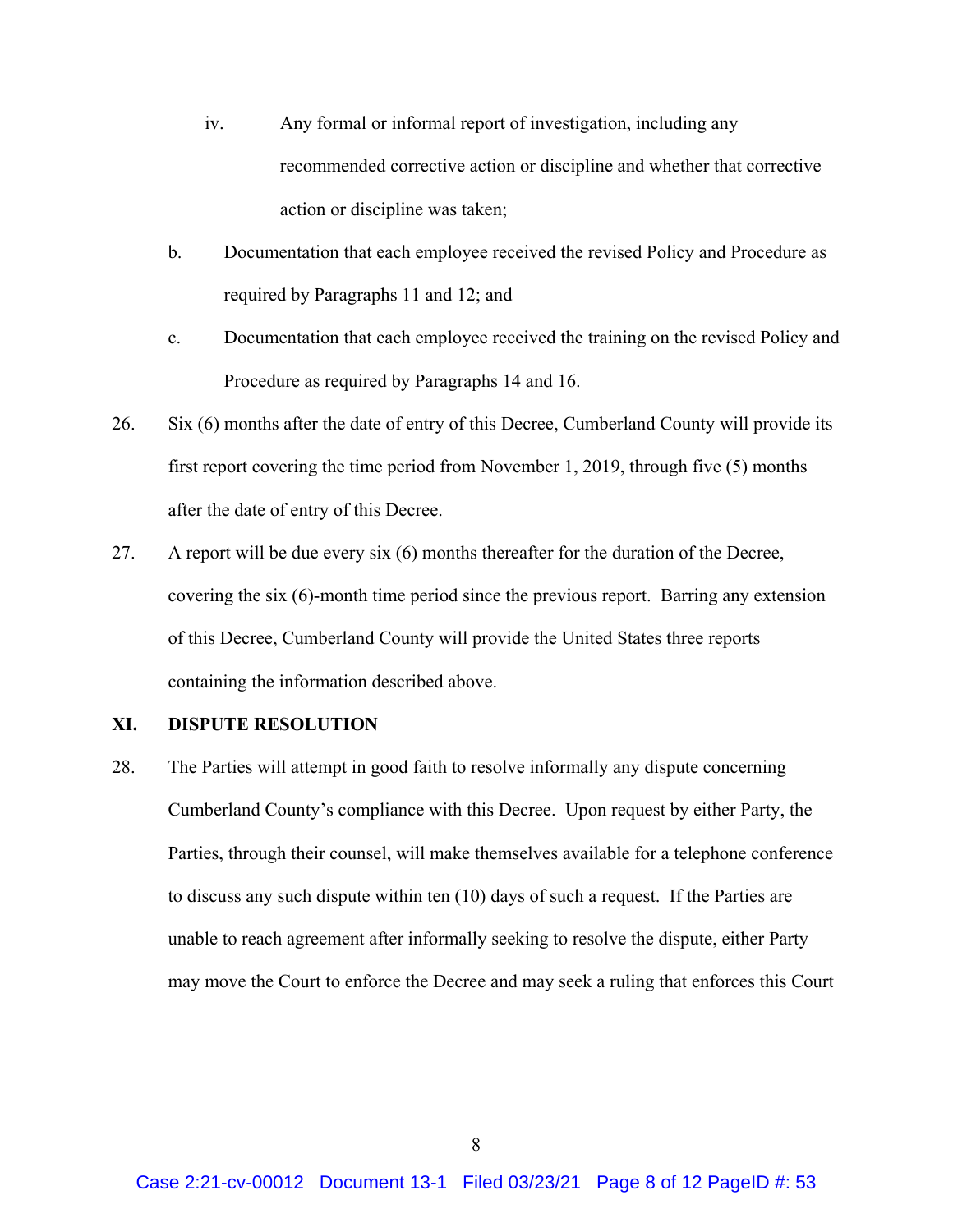iv. Any formal or informal report of investigation, including any recommended corrective action or discipline and whether that corrective action or discipline was taken;

b. Documentation that each employee received the revised Policy and Procedure as required by Paragraphs 11 and 12; and

c. Documentation that each employee received the training on the revised Policy and Procedure as required by Paragraphs 14 and 16.

26. Six (6) months after the date of entry of this Decree, Cumberland County will provide its first report covering the time period from November 1, 2019, through five (5) months after the date of entry of this Decree.

27. A report will be due every six (6) months thereafter for the duration of the Decree, covering the six (6)-month time period since the previous report. Barring any extension of this Decree, Cumberland County will provide the United States three reports containing the information described above.

## XI. DISPUTE RESOLUTION

28. The Parties will attempt in good faith to resolve informally any dispute concerning Cumberland County's compliance with this Decree. Upon request by either Party, the Parties, through their counsel, will make themselves available for a telephone conference to discuss any such dispute within ten (10) days of such a request. If the Parties are unable to reach agreement after informally seeking to resolve the dispute, either Party may move the Court to enforce the Decree and may seek a ruling that enforces this Court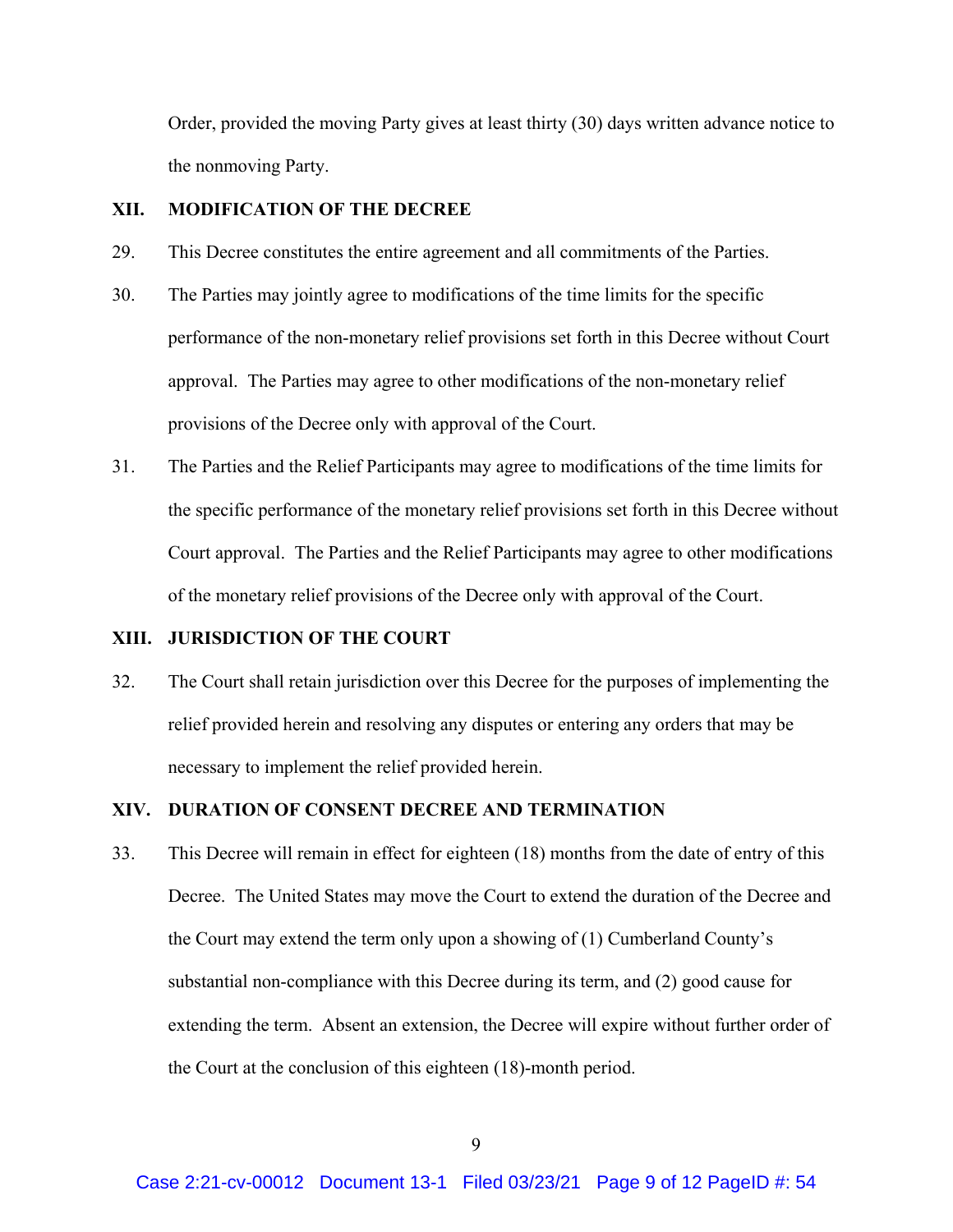Order, provided the moving Party gives at least thirty (30) days written advance notice to the nonmoving Party.

## XII. MODIFICATION OF THE DECREE

29. This Decree constitutes the entire agreement and all commitments of the Parties.

30. The Parties may jointly agree to modifications of the time limits for the specific performance of the non-monetary relief provisions set forth in this Decree without Court approval. The Parties may agree to other modifications of the non-monetary relief provisions of the Decree only with approval of the Court.

31. The Parties and the Relief Participants may agree to modifications of the time limits for the specific performance of the monetary relief provisions set forth in this Decree without Court approval. The Parties and the Relief Participants may agree to other modifications of the monetary relief provisions of the Decree only with approval of the Court.

## XIII. JURISDICTION OF THE COURT

32. The Court shall retain jurisdiction over this Decree for the purposes of implementing the relief provided herein and resolving any disputes or entering any orders that may be necessary to implement the relief provided herein.

## XIV. DURATION OF CONSENT DECREE AND TERMINATION

33. This Decree will remain in effect for eighteen (18) months from the date of entry of this Decree. The United States may move the Court to extend the duration of the Decree and the Court may extend the term only upon a showing of (1) Cumberland County's substantial non-compliance with this Decree during its term, and (2) good cause for extending the term. Absent an extension, the Decree will expire without further order of the Court at the conclusion of this eighteen (18)-month period.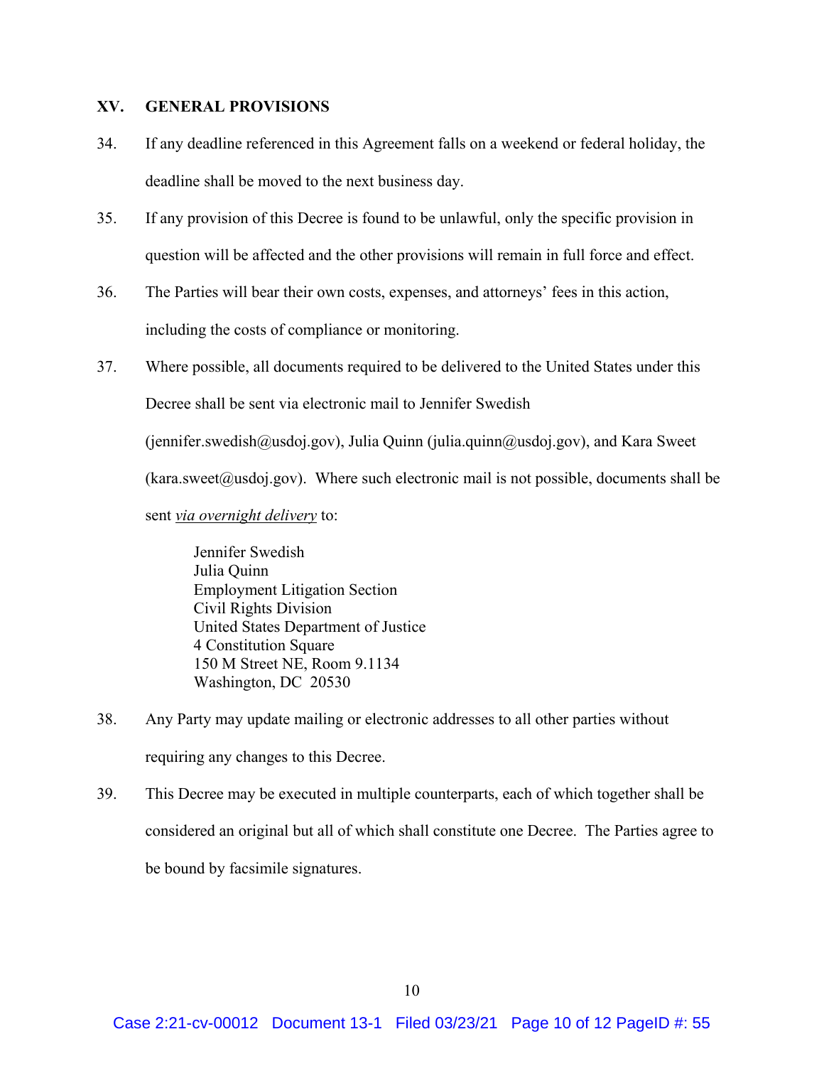## XV. GENERAL PROVISIONS

34. If any deadline referenced in this Agreement falls on a weekend or federal holiday, the deadline shall be moved to the next business day.

35. If any provision of this Decree is found to be unlawful, only the specific provision in question will be affected and the other provisions will remain in full force and effect.

36. The Parties will bear their own costs, expenses, and attorneys' fees in this action, including the costs of compliance or monitoring.

37. Where possible, all documents required to be delivered to the United States under this Decree shall be sent via electronic mail to Jennifer Swedish (jennifer.swedish@usdoj.gov), Julia Quinn (julia.quinn@usdoj.gov), and Kara Sweet (kara.sweet@usdoj.gov). Where such electronic mail is not possible, documents shall be sent *via overnight delivery* to:

   Jennifer Swedish
   Julia Quinn
   Employment Litigation Section
   Civil Rights Division
   United States Department of Justice
   4 Constitution Square
   150 M Street NE, Room 9.1134
   Washington, DC 20530

38. Any Party may update mailing or electronic addresses to all other parties without requiring any changes to this Decree.

39. This Decree may be executed in multiple counterparts, each of which together shall be considered an original but all of which shall constitute one Decree. The Parties agree to be bound by facsimile signatures.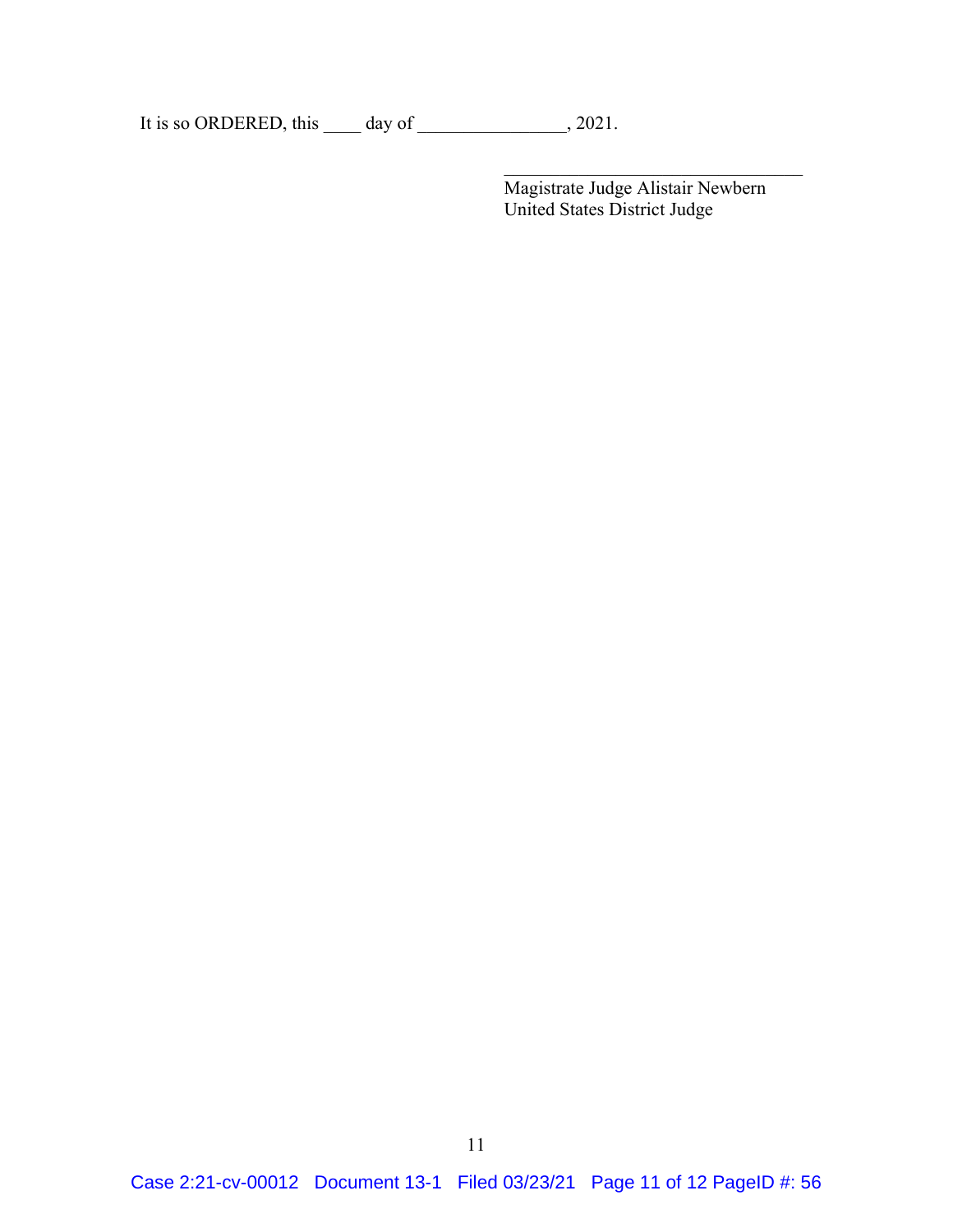It is so ORDERED, this ____ day of ________________, 2021.

_________________________________

Magistrate Judge Alistair Newbern
United States District Judge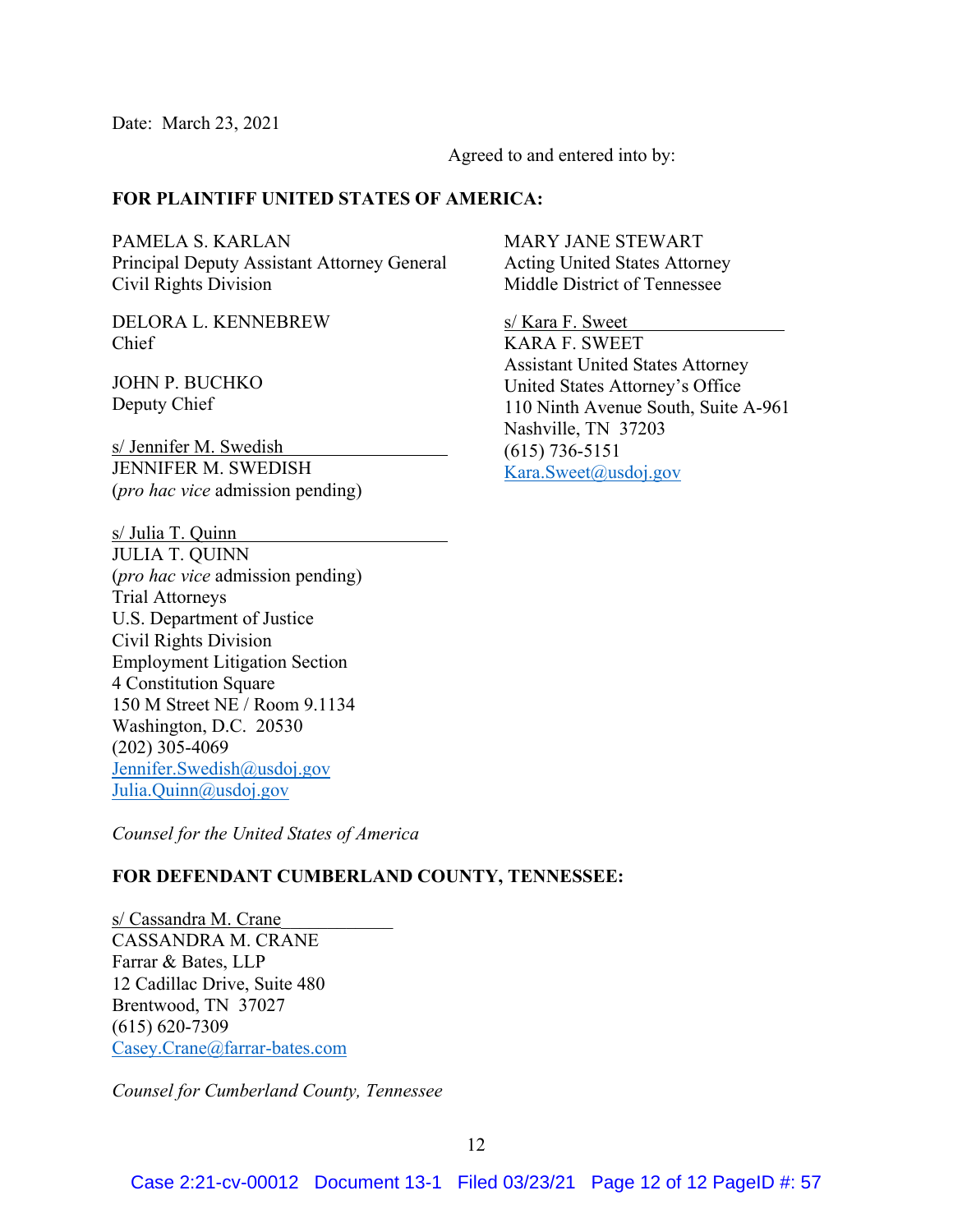Date: March 23, 2021

Agreed to and entered into by:

**FOR PLAINTIFF UNITED STATES OF AMERICA:**

PAMELA S. KARLAN
Principal Deputy Assistant Attorney General
Civil Rights Division

DELORA L. KENNEBREW
Chief

JOHN P. BUCHKO
Deputy Chief

s/ Jennifer M. Swedish
JENNIFER M. SWEDISH
(*pro hac vice* admission pending)

s/ Julia T. Quinn
JULIA T. QUINN
(*pro hac vice* admission pending)
Trial Attorneys
U.S. Department of Justice
Civil Rights Division
Employment Litigation Section
4 Constitution Square
150 M Street NE / Room 9.1134
Washington, D.C. 20530
(202) 305-4069
Jennifer.Swedish@usdoj.gov
Julia.Quinn@usdoj.gov

MARY JANE STEWART
Acting United States Attorney
Middle District of Tennessee

s/ Kara F. Sweet
KARA F. SWEET
Assistant United States Attorney
United States Attorney's Office
110 Ninth Avenue South, Suite A-961
Nashville, TN 37203
(615) 736-5151
Kara.Sweet@usdoj.gov

*Counsel for the United States of America*

**FOR DEFENDANT CUMBERLAND COUNTY, TENNESSEE:**

s/ Cassandra M. Crane
CASSANDRA M. CRANE
Farrar & Bates, LLP
12 Cadillac Drive, Suite 480
Brentwood, TN 37027
(615) 620-7309
Casey.Crane@farrar-bates.com

*Counsel for Cumberland County, Tennessee*